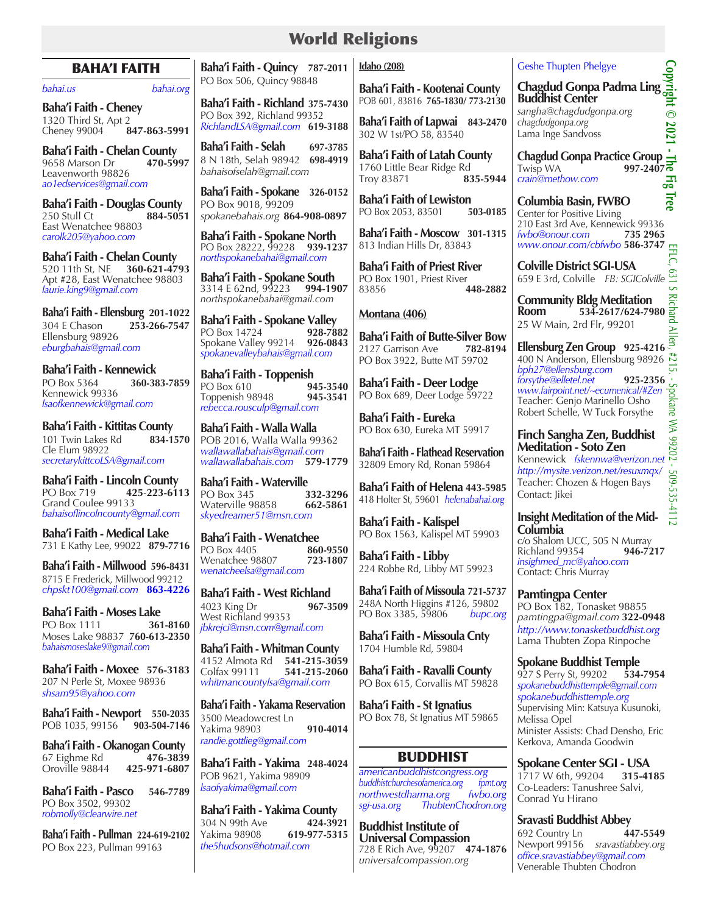# World Religions

## BAHA'I FAITH

*bahai.us* *bahai.org*

**Baha'i Faith - Cheney**
1320 Third St, Apt 2
Cheney 99004 **847-863-5991**

**Baha'i Faith - Chelan County**
9658 Marson Dr **470-5997**
Leavenworth 98826
*ao1edservices@gmail.com*

**Baha'i Faith - Douglas County**
250 Stull Ct **884-5051**
East Wenatchee 98803
*carolk205@yahoo.com*

**Baha'i Faith - Chelan County**
520 11th St, NE **360-621-4793**
Apt #28, East Wenatchee 98803
*laurie.king9@gmail.com*

**Baha'i Faith - Ellensburg 201-1022**
304 E Chason **253-266-7547**
Ellensburg 98926
*eburgbahais@gmail.com*

**Baha'i Faith - Kennewick**
PO Box 5364 **360-383-7859**
Kennewick 99336
*lsaofkennewick@gmail.com*

**Baha'i Faith - Kittitas County**
101 Twin Lakes Rd **834-1570**
Cle Elum 98922
*secretarykittcoLSA@gmail.com*

**Baha'i Faith - Lincoln County**
PO Box 719 **425-223-6113**
Grand Coulee 99133
*bahaisoflincolncounty@gmail.com*

**Baha'i Faith - Medical Lake**
731 E Kathy Lee, 99022 **879-7716**

**Baha'i Faith - Millwood 596-8431**
8715 E Frederick, Millwood 99212
*chpskt100@gmail.com* **863-4226**

**Baha'i Faith - Moses Lake**
PO Box 1111 **361-8160**
Moses Lake 98837 **760-613-2350**
*bahaismoseslake9@gmail.com*

**Baha'i Faith - Moxee 576-3183**
207 N Perle St, Moxee 98936
*shsam95@yahoo.com*

**Baha'i Faith - Newport 550-2035**
POB 1035, 99156 **903-504-7146**

**Baha'i Faith - Okanogan County**
67 Eighme Rd **476-3839**
Oroville 98844 **425-971-6807**

**Baha'i Faith - Pasco 546-7789**
PO Box 3502, 99302
*robmolly@clearwire.net*

**Baha'i Faith - Pullman 224-619-2102**
PO Box 223, Pullman 99163

**Baha'i Faith - Quincy 787-2011**
PO Box 506, Quincy 98848

**Baha'i Faith - Richland 375-7430**
PO Box 392, Richland 99352
*RichlandLSA@gmail.com* **619-3188**

**Baha'i Faith - Selah 697-3785**
8 N 18th, Selah 98942 **698-4919**
*bahaisofselah@gmail.com*

**Baha'i Faith - Spokane 326-0152**
PO Box 9018, 99209
*spokanebahais.org* **864-908-0897**

**Baha'i Faith - Spokane North**
PO Box 28222, 99228 **939-1237**
*northspokanebahai@gmail.com*

**Baha'i Faith - Spokane South**
3314 E 62nd, 99223 **994-1907**
*northspokanebahai@gmail.com*

**Baha'i Faith - Spokane Valley**
PO Box 14724 **928-7882**
Spokane Valley 99214 **926-0843**
*spokanevalleybahais@gmail.com*

**Baha'i Faith - Toppenish**
PO Box 610 **945-3540**
Toppenish 98948 **945-3541**
*rebecca.rousculp@gmail.com*

**Baha'i Faith - Walla Walla**
POB 2016, Walla Walla 99362
*wallawallabahais@gmail.com*
*wallawallabahais.com* **579-1779**

**Baha'i Faith - Waterville**
PO Box 345 **332-3296**
Waterville 98858 **662-5861**
*skyedreamer51@msn.com*

**Baha'i Faith - Wenatchee**
PO Box 4405 **860-9550**
Wenatchee 98807 **723-1807**
*wenatcheelsa@gmail.com*

**Baha'i Faith - West Richland**
4023 King Dr **967-3509**
West Richland 99353
*jbkrejci@msn.com@gmail.com*

**Baha'i Faith - Whitman County**
4152 Almota Rd **541-215-3059**
Colfax 99111 **541-215-2060**
*whitmancountylsa@gmail.com*

**Baha'i Faith - Yakama Reservation**
3500 Meadowcrest Ln
Yakima 98903 **910-4014**
*randie.gottlieg@gmail.com*

**Baha'i Faith - Yakima 248-4024**
POB 9621, Yakima 98909
*lsaofyakima@gmail.com*

**Baha'i Faith - Yakima County**
304 N 99th Ave **424-3921**
Yakima 98908 **619-977-5315**
*the5hudsons@hotmail.com*

**Idaho (208)**

**Baha'i Faith - Kootenai County**
POB 601, 83816 **765-1830/ 773-2130**

**Baha'i Faith of Lapwai 843-2470**
302 W 1st/PO 58, 83540

**Baha'i Faith of Latah County**
1760 Little Bear Ridge Rd
Troy 83871 **835-5944**

**Baha'i Faith of Lewiston**
PO Box 2053, 83501 **503-0185**

**Baha'i Faith - Moscow 301-1315**
813 Indian Hills Dr, 83843

**Baha'i Faith of Priest River**
PO Box 1901, Priest River
83856 **448-2882**

**Montana (406)**

**Baha'i Faith of Butte-Silver Bow**
2127 Garrison Ave **782-8194**
PO Box 3922, Butte MT 59702

**Baha'i Faith - Deer Lodge**
PO Box 689, Deer Lodge 59722

**Baha'i Faith - Eureka**
PO Box 630, Eureka MT 59917

**Baha'i Faith - Flathead Reservation**
32809 Emory Rd, Ronan 59864

**Baha'i Faith of Helena 443-5985**
418 Holter St, 59601 *helenabahai.org*

**Baha'i Faith - Kalispel**
PO Box 1563, Kalispel MT 59903

**Baha'i Faith - Libby**
224 Robbe Rd, Libby MT 59923

**Baha'i Faith of Missoula 721-5737**
248A North Higgins #126, 59802
PO Box 3385, 59806 *bupc.org*

**Baha'i Faith - Missoula Cnty**
1704 Humble Rd, 59804

**Baha'i Faith - Ravalli County**
PO Box 615, Corvallis MT 59828

**Baha'i Faith - St Ignatius**
PO Box 78, St Ignatius MT 59865

## BUDDHIST

*americanbuddhistcongress.org*
*buddhistchurchesofamerica.org* *fpmt.org*
*northwestdharma.org* *fwbo.org*
*sgi-usa.org* *ThubtenChodron.org*

**Buddhist Institute of Universal Compassion**
728 E Rich Ave, 99207 **474-1876**
*universalcompassion.org*
Geshe Thupten Phelgye

**Chagdud Gonpa Padma Ling Buddhist Center**
*sangha@chagdudgonpa.org*
*chagdudgonpa.org*
Lama Inge Sandvoss

**Chagdud Gonpa Practice Group**
Twisp WA **997-2407**
*crain@methow.com*

**Columbia Basin, FWBO**
Center for Positive Living
210 East 3rd Ave, Kennewick 99336
*fwbo@onour.com* **735 2965**
*www.onour.com/cbfwbo* **586-3747**

**Colville District SGI-USA**
659 E 3rd, Colville *FB: SGIColville*

**Community Bldg Meditation Room** **534-2617/624-7980**
25 W Main, 2nd Flr, 99201

**Ellensburg Zen Group 925-4216**
400 N Anderson, Ellensburg 98926
*bph27@ellensburg.com*
*forsythe@elletel.net* **925-2356**
*www.fairpoint.net/~ecumenical/#Zen*
Teacher: Genjo Marinello Osho
Robert Schelle, W Tuck Forsythe

**Finch Sangha Zen, Buddhist Meditation - Soto Zen**
Kennewick *fskennwa@verizon.net*
*http://mysite.verizon.net/resuxmqx/*
Teacher: Chozen & Hogen Bays
Contact: Jikei

**Insight Meditation of the Mid-Columbia**
c/o Shalom UCC, 505 N Murray
Richland 99354 **946-7217**
*insighmed_mc@yahoo.com*
Contact: Chris Murray

**Pamtingpa Center**
PO Box 182, Tonasket 98855
*pamtingpa@gmail.com* **322-0948**
*http://www.tonasketbuddhist.org*
Lama Thubten Zopa Rinpoche

**Spokane Buddhist Temple**
927 S Perry St, 99202 **534-7954**
*spokanebuddhisttemple@gmail.com*
*spokanebuddhisttemple.org*
Supervising Min: Katsuya Kusunoki, Melissa Opel
Minister Assists: Chad Densho, Eric Kerkova, Amanda Goodwin

**Spokane Center SGI - USA**
1717 W 6th, 99204 **315-4185**
Co-Leaders: Tanushree Salvi, Conrad Yu Hirano

**Sravasti Buddhist Abbey**
692 Country Ln **447-5549**
Newport 99156 *sravastiabbey.org*
*office.sravastiabbey@gmail.com*
Venerable Thubten Chodron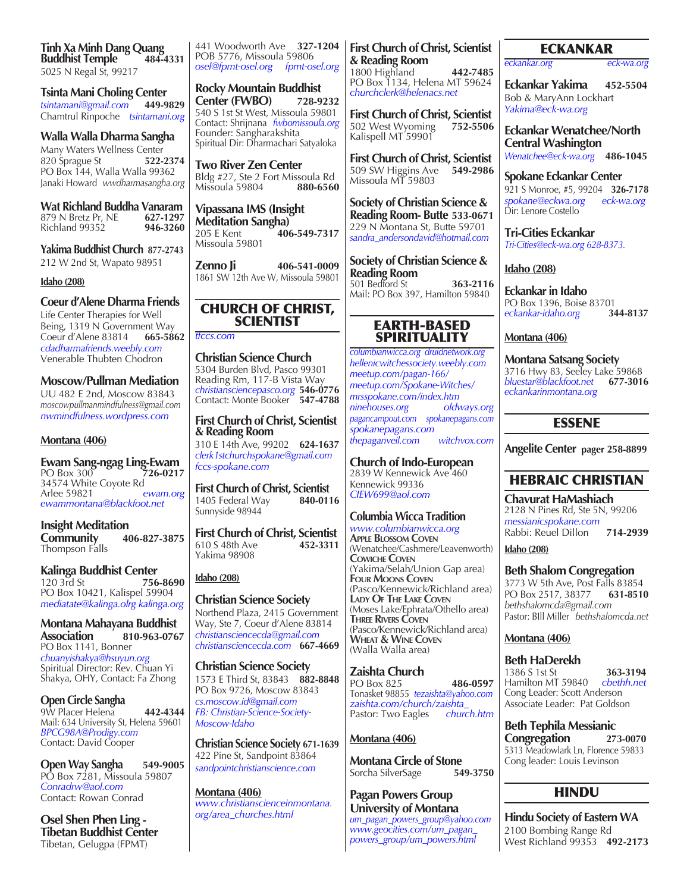**Tinh Xa Minh Dang Quang Buddhist Temple** 484-4331
5025 N Regal St, 99217

**Tsinta Mani Choling Center**
*tsintamani@gmail.com* 449-9829
Chamtrul Rinpoche *tsintamani.org*

**Walla Walla Dharma Sangha**
Many Waters Wellness Center
820 Sprague St 522-2374
PO Box 144, Walla Walla 99362
Janaki Howard *wwdharmasangha.org*

**Wat Richland Buddha Vanaram**
879 N Bretz Pr, NE 627-1297
Richland 99352 946-3260

**Yakima Buddhist Church** 877-2743
212 W 2nd St, Wapato 98951

**Idaho (208)**

**Coeur d'Alene Dharma Friends**
Life Center Therapies for Well Being, 1319 N Government Way
Coeur d'Alene 83814 665-5862
*cdadharmafriends.weebly.com*
Venerable Thubten Chodron

**Moscow/Pullman Mediation**
UU 482 E 2nd, Moscow 83843
*moscowpullmanmindfulness@gmail.com*
*nwmindfulness.wordpress.com*

**Montana (406)**

**Ewam Sang-ngag Ling-Ewam**
PO Box 300 726-0217
34574 White Coyote Rd
Arlee 59821 *ewam.org*
*ewammontana@blackfoot.net*

**Insight Meditation Community** 406-827-3875
Thompson Falls

**Kalinga Buddhist Center**
120 3rd St 756-8690
PO Box 10421, Kalispel 59904
*mediatate@kalinga.olrg kalinga.org*

**Montana Mahayana Buddhist Association** 810-963-0767
PO Box 1141, Bonner
*chuanyishakya@hsuyun.org*
Spiritual Director: Rev. Chuan Yi Shakya, OHY, Contact: Fa Zhong

**Open Circle Sangha**
9W Placer Helena 442-4344
Mail: 634 University St, Helena 59601
*BPCG98A@Prodigy.com*
Contact: David Cooper

**Open Way Sangha** 549-9005
PO Box 7281, Missoula 59807
*Conradrw@aol.com*
Contact: Rowan Conrad

**Osel Shen Phen Ling - Tibetan Buddhist Center**
Tibetan, Gelugpa (FPMT)
441 Woodworth Ave 327-1204
POB 5776, Missoula 59806
*osel@fpmt-osel.org fpmt-osel.org*

**Rocky Mountain Buddhist Center (FWBO)** 728-9232
540 S 1st St West, Missoula 59801
Contact: Shrijnana *fwbomissoula.org*
Founder: Sangharakshita
Spiritual Dir: Dharmachari Satyaloka

**Two River Zen Center**
Bldg #27, Ste 2 Fort Missoula Rd
Missoula 59804 880-6560

**Vipassana IMS (Insight Meditation Sangha)**
205 E Kent 406-549-7317
Missoula 59801

**Zenno Ji** 406-541-0009
1861 SW 12th Ave W, Missoula 59801

## CHURCH OF CHRIST, SCIENTIST

*tfccs.com*

**Christian Science Church**
5304 Burden Blvd, Pasco 99301
Reading Rm, 117-B Vista Way
*christiansciencepasco.org* 546-0776
Contact: Monte Booker 547-4788

**First Church of Christ, Scientist & Reading Room**
310 E 14th Ave, 99202 624-1637
*clerk1stchurchspokane@gmail.com*
*fccs-spokane.com*

**First Church of Christ, Scientist**
1405 Federal Way 840-0116
Sunnyside 98944

**First Church of Christ, Scientist**
610 S 48th Ave 452-3311
Yakima 98908

**Idaho (208)**

**Christian Science Society**
Northend Plaza, 2415 Government Way, Ste 7, Coeur d'Alene 83814
*christiansciencecda@gmail.com*
*christiansciencecda.com* 667-4669

**Christian Science Society**
1573 E Third St, 83843 882-8848
PO Box 9726, Moscow 83843
*cs.moscow.id@gmail.com*
*FB: Christian-Science-Society-Moscow-Idaho*

**Christian Science Society** 671-1639
422 Pine St, Sandpoint 83864
*sandpointchristianscience.com*

**Montana (406)**
*www.christianscienceinmontana.org/area_churches.html*

**First Church of Christ, Scientist & Reading Room**
1800 Highland 442-7485
PO Box 1134, Helena MT 59624
*churchclerk@helenacs.net*

**First Church of Christ, Scientist**
502 West Wyoming 752-5506
Kalispell MT 59901

**First Church of Christ, Scientist**
509 SW Higgins Ave 549-2986
Missoula MT 59803

**Society of Christian Science & Reading Room- Butte** 533-0671
229 N Montana St, Butte 59701
*sandra_andersondavid@hotmail.com*

**Society of Christian Science & Reading Room**
501 Bedford St 363-2116
Mail: PO Box 397, Hamilton 59840

## EARTH-BASED SPIRITUALITY

*columbianwicca.org druidnetwork.org*
*hellenicwitchessociety.weebly.com*
*meetup.com/pagan-166/*
*meetup.com/Spokane-Witches/*
*mrsspokane.com/index.htm*
*ninehouses.org oldways.org*
*pagancampout.com spokanepagans.com*
*spokanepagans.com*
*thepaganveil.com witchvox.com*

**Church of Indo-European**
2839 W Kennewick Ave 460
Kennewick 99336
*CIEW699@aol.com*

**Columbia Wicca Tradition**
*www.columbianwicca.org*
**Apple Blossom Coven**
(Wenatchee/Cashmere/Leavenworth)
**Cowiche Coven**
(Yakima/Selah/Union Gap area)
**Four Moons Coven**
(Pasco/Kennewick/Richland area)
**Lady Of The Lake Coven**
(Moses Lake/Ephrata/Othello area)
**Three Rivers Coven**
(Pasco/Kennewick/Richland area)
**Wheat & Wine Coven**
(Walla Walla area)

**Zaishta Church**
PO Box 825 486-0597
Tonasket 98855 *tezaishta@yahoo.com*
*zaishta.com/church/zaishta_church.htm*
Pastor: Two Eagles

**Montana (406)**

**Montana Circle of Stone**
Sorcha SilverSage 549-3750

**Pagan Powers Group University of Montana**
*um_pagan_powers_group@yahoo.com*
*www.geocities.com/um_pagan_powers_group/um_powers.html*

## ECKANKAR

*eckankar.org eck-wa.org*

**Eckankar Yakima** 452-5504
Bob & MaryAnn Lockhart
*Yakima@eck-wa.org*

**Eckankar Wenatchee/North Central Washington**
*Wenatchee@eck-wa.org* 486-1045

**Spokane Eckankar Center**
921 S Monroe, #5, 99204 326-7178
*spokane@eckwa.org eck-wa.org*
Dir: Lenore Costello

**Tri-Cities Eckankar**
*Tri-Cities@eck-wa.org 628-8373.*

**Idaho (208)**

**Eckankar in Idaho**
PO Box 1396, Boise 83701
*eckankar-idaho.org* 344-8137

**Montana (406)**

**Montana Satsang Society**
3716 Hwy 83, Seeley Lake 59868
*bluestar@blackfoot.net* 677-3016
*eckankarinmontana.org*

## ESSENE

**Angelite Center** pager 258-8899

## HEBRAIC CHRISTIAN

**Chavurat HaMashiach**
2128 N Pines Rd, Ste 5N, 99206
*messianicspokane.com*
Rabbi: Reuel Dillon 714-2939

**Idaho (208)**

**Beth Shalom Congregation**
3773 W 5th Ave, Post Falls 83854
PO Box 2517, 38377 631-8510
*bethshalomcda@gmail.com*
Pastor: BIll Miller *bethshalomcda.net*

**Montana (406)**

**Beth HaDerekh**
1386 S 1st St 363-3194
Hamilton MT 59840 *cbethh.net*
Cong Leader: Scott Anderson
Associate Leader: Pat Goldson

**Beth Tephila Messianic Congregation** 273-0070
5313 Meadowlark Ln, Florence 59833
Cong leader: Louis Levinson

## HINDU

**Hindu Society of Eastern WA**
2100 Bombing Range Rd
West Richland 99353 492-2173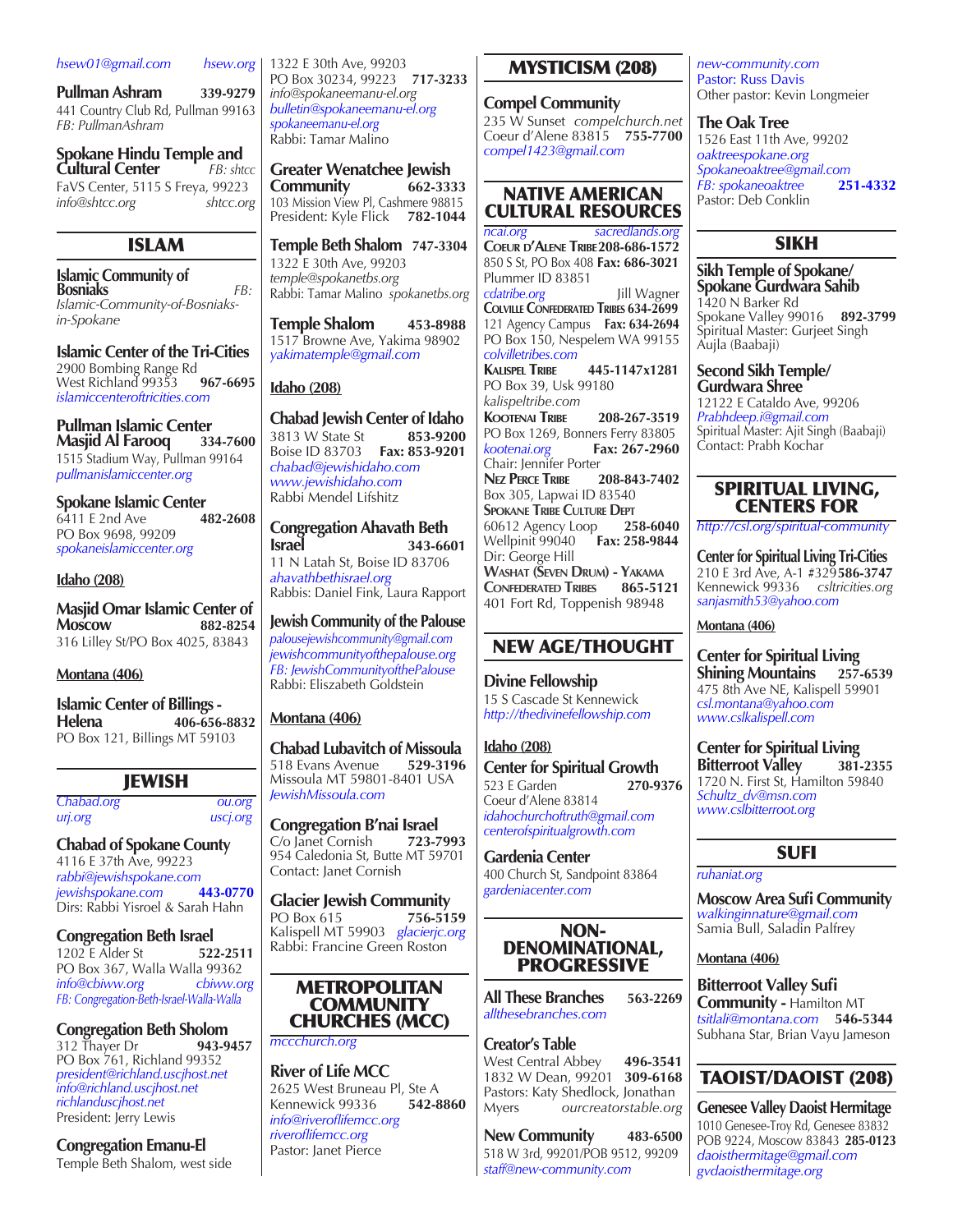*hsew01@gmail.com* *hsew.org*

**Pullman Ashram** **339-9279**
441 Country Club Rd, Pullman 99163
*FB: PullmanAshram*

**Spokane Hindu Temple and Cultural Center** *FB: shtcc*
FaVS Center, 5115 S Freya, 99223
*info@shtcc.org* *shtcc.org*

## ISLAM

**Islamic Community of Bosniaks** *FB: Islamic-Community-of-Bosniaks-in-Spokane*

**Islamic Center of the Tri-Cities**
2900 Bombing Range Rd
West Richland 99353 **967-6695**
*islamiccenteroftricities.com*

**Pullman Islamic Center Masjid Al Farooq** **334-7600**
1515 Stadium Way, Pullman 99164
*pullmanislamiccenter.org*

**Spokane Islamic Center**
6411 E 2nd Ave **482-2608**
PO Box 9698, 99209
*spokaneislamiccenter.org*

### Idaho (208)

**Masjid Omar Islamic Center of Moscow** **882-8254**
316 Lilley St/PO Box 4025, 83843

### Montana (406)

**Islamic Center of Billings - Helena** **406-656-8832**
PO Box 121, Billings MT 59103

## JEWISH

*Chabad.org* *ou.org*
*urj.org* *uscj.org*

**Chabad of Spokane County**
4116 E 37th Ave, 99223
*rabbi@jewishspokane.com*
*jewishspokane.com* **443-0770**
Dirs: Rabbi Yisroel & Sarah Hahn

**Congregation Beth Israel**
1202 E Alder St **522-2511**
PO Box 367, Walla Walla 99362
*info@cbiww.org* *cbiww.org*
*FB: Congregation-Beth-Israel-Walla-Walla*

**Congregation Beth Sholom**
312 Thayer Dr **943-9457**
PO Box 761, Richland 99352
*president@richland.uscjhost.net*
*info@richland.uscjhost.net*
*richlanduscjhost.net*
President: Jerry Lewis

**Congregation Emanu-El**
Temple Beth Shalom, west side
1322 E 30th Ave, 99203
PO Box 30234, 99223 **717-3233**
*info@spokaneemanu-el.org*
*bulletin@spokaneemanu-el.org*
*spokaneemanu-el.org*
Rabbi: Tamar Malino

**Greater Wenatchee Jewish Community** **662-3333**
103 Mission View Pl, Cashmere 98815
President: Kyle Flick **782-1044**

**Temple Beth Shalom** **747-3304**
1322 E 30th Ave, 99203
*temple@spokanetbs.org*
Rabbi: Tamar Malino *spokanetbs.org*

**Temple Shalom** **453-8988**
1517 Browne Ave, Yakima 98902
*yakimatemple@gmail.com*

### Idaho (208)

**Chabad Jewish Center of Idaho**
3813 W State St **853-9200**
Boise ID 83703 **Fax: 853-9201**
*chabad@jewishidaho.com*
*www.jewishidaho.com*
Rabbi Mendel Lifshitz

**Congregation Ahavath Beth Israel** **343-6601**
11 N Latah St, Boise ID 83706
*ahavathbethisrael.org*
Rabbis: Daniel Fink, Laura Rapport

**Jewish Community of the Palouse**
*palousejewishcommunity@gmail.com*
*jewishcommunityofthepalouse.org*
*FB: JewishCommunityofthePalouse*
Rabbi: Eliszabeth Goldstein

### Montana (406)

**Chabad Lubavitch of Missoula**
518 Evans Avenue **529-3196**
Missoula MT 59801-8401 USA
*JewishMissoula.com*

**Congregation B'nai Israel**
C/o Janet Cornish **723-7993**
954 Caledonia St, Butte MT 59701
Contact: Janet Cornish

**Glacier Jewish Community**
PO Box 615 **756-5159**
Kalispell MT 59903 *glacierjc.org*
Rabbi: Francine Green Roston

## METROPOLITAN COMMUNITY CHURCHES (MCC)

*mccchurch.org*

**River of Life MCC**
2625 West Bruneau Pl, Ste A
Kennewick 99336 **542-8860**
*info@riveroflifemcc.org*
*riveroflifemcc.org*
Pastor: Janet Pierce

## MYSTICISM (208)

**Compel Community**
235 W Sunset *compelchurch.net*
Coeur d'Alene 83815 **755-7700**
*compel1423@gmail.com*

## NATIVE AMERICAN CULTURAL RESOURCES

*ncai.org* *sacredlands.org*

**Coeur d'Alene Tribe** **208-686-1572**
850 S St, PO Box 408 **Fax: 686-3021**
Plummer ID 83851
*cdatribe.org* Jill Wagner

**Colville Confederated Tribes** **634-2699**
121 Agency Campus **Fax: 634-2694**
PO Box 150, Nespelem WA 99155
*colvilletribes.com*

**Kalispel Tribe** **445-1147x1281**
PO Box 39, Usk 99180
*kalispeltribe.com*

**Kootenai Tribe** **208-267-3519**
PO Box 1269, Bonners Ferry 83805
*kootenai.org* **Fax: 267-2960**
Chair: Jennifer Porter

**Nez Perce Tribe** **208-843-7402**
Box 305, Lapwai ID 83540

**Spokane Tribe Culture Dept**
60612 Agency Loop **258-6040**
Wellpinit 99040 **Fax: 258-9844**
Dir: George Hill

**Washat (Seven Drum) - Yakama Confederated Tribes** **865-5121**
401 Fort Rd, Toppenish 98948

## NEW AGE/THOUGHT

**Divine Fellowship**
15 S Cascade St Kennewick
*http://thedivinefellowship.com*

### Idaho (208)

**Center for Spiritual Growth**
523 E Garden **270-9376**
Coeur d'Alene 83814
*idahochurchoftruth@gmail.com*
*centerofspiritualgrowth.com*

**Gardenia Center**
400 Church St, Sandpoint 83864
*gardeniacenter.com*

## NON-DENOMINATIONAL, PROGRESSIVE

**All These Branches** **563-2269**
*allthesebranches.com*

**Creator's Table**
West Central Abbey **496-3541**
1832 W Dean, 99201 **309-6168**
Pastors: Katy Shedlock, Jonathan Myers *ourcreatorstable.org*

**New Community** **483-6500**
518 W 3rd, 99201/POB 9512, 99209
*staff@new-community.com*
*new-community.com*
Pastor: Russ Davis
Other pastor: Kevin Longmeier

**The Oak Tree**
1526 East 11th Ave, 99202
*oaktreespokane.org*
*Spokaneoaktree@gmail.com*
*FB: spokaneoaktree* **251-4332**
Pastor: Deb Conklin

## SIKH

**Sikh Temple of Spokane/ Spokane Gurdwara Sahib**
1420 N Barker Rd
Spokane Valley 99016 **892-3799**
Spiritual Master: Gurjeet Singh Aujla (Baabaji)

**Second Sikh Temple/ Gurdwara Shree**
12122 E Cataldo Ave, 99206
*Prabhdeep.i@gmail.com*
Spiritual Master: Ajit Singh (Baabaji)
Contact: Prabh Kochar

## SPIRITUAL LIVING, CENTERS FOR

*http://csl.org/spiritual-community*

**Center for Spiritual Living Tri-Cities**
210 E 3rd Ave, A-1 #329 **586-3747**
Kennewick 99336 *csltricities.org*
*sanjasmith53@yahoo.com*

### Montana (406)

**Center for Spiritual Living Shining Mountains** **257-6539**
475 8th Ave NE, Kalispell 59901
*csl.montana@yahoo.com*
*www.cslkalispell.com*

**Center for Spiritual Living Bitterroot Valley** **381-2355**
1720 N. First St, Hamilton 59840
*Schultz_dv@msn.com*
*www.cslbitterroot.org*

## SUFI

*ruhaniat.org*

**Moscow Area Sufi Community**
*walkinginnature@gmail.com*
Samia Bull, Saladin Palfrey

### Montana (406)

**Bitterroot Valley Sufi Community -** Hamilton MT
*tsitlali@montana.com* **546-5344**
Subhana Star, Brian Vayu Jameson

## TAOIST/DAOIST (208)

**Genesee Valley Daoist Hermitage**
1010 Genesee-Troy Rd, Genesee 83832
POB 9224, Moscow 83843 **285-0123**
*daoisthermitage@gmail.com*
*gvdaoisthermitage.org*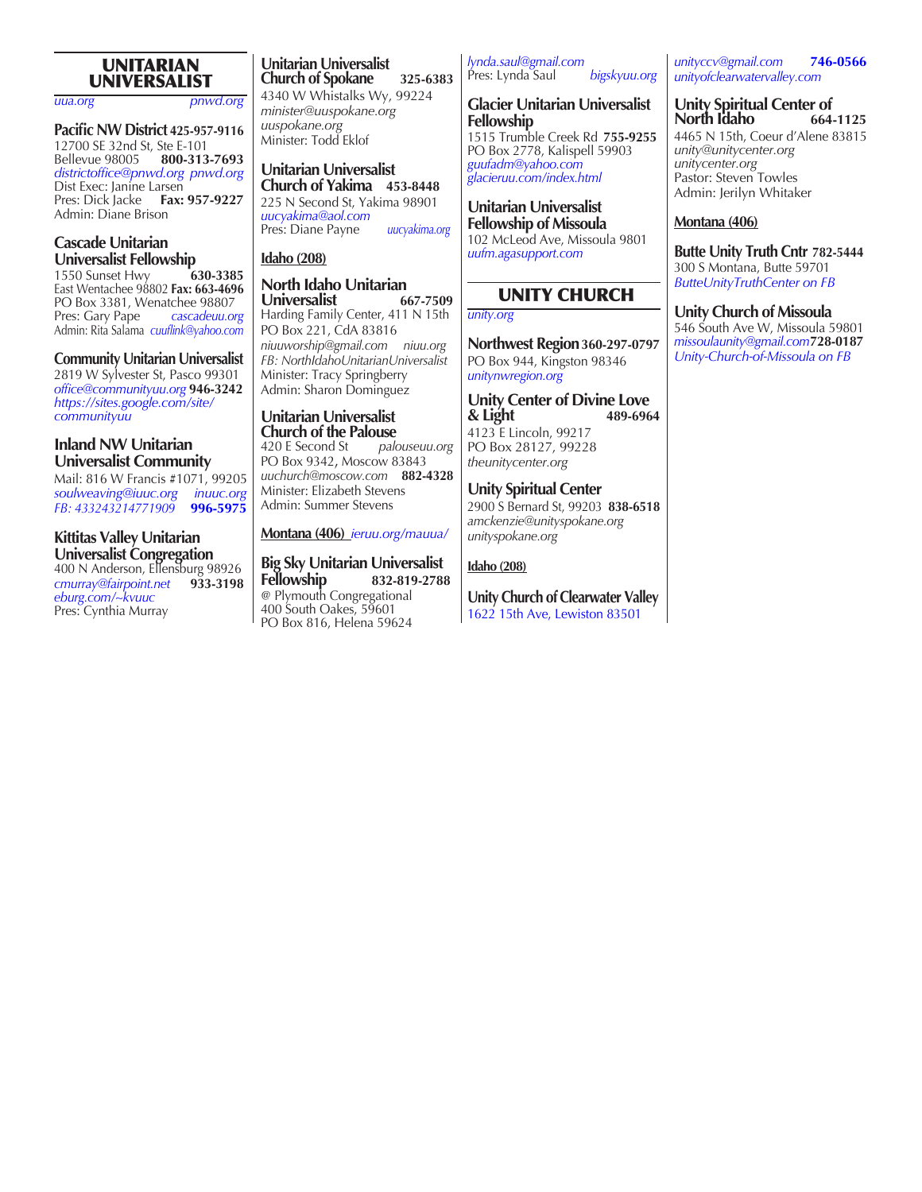## UNITARIAN UNIVERSALIST

*uua.org* *pnwd.org*

**Pacific NW District** **425-957-9116**
12700 SE 32nd St, Ste E-101
Bellevue 98005 **800-313-7693**
*districtoffice@pnwd.org* *pnwd.org*
Dist Exec: Janine Larsen
Pres: Dick Jacke **Fax: 957-9227**
Admin: Diane Brison

**Cascade Unitarian Universalist Fellowship**
1550 Sunset Hwy **630-3385**
East Wentachee 98802 **Fax: 663-4696**
PO Box 3381, Wenatchee 98807
Pres: Gary Pape *cascadeuu.org*
Admin: Rita Salama *cuuflink@yahoo.com*

**Community Unitarian Universalist**
2819 W Sylvester St, Pasco 99301
*office@communityuu.org* **946-3242**
*https://sites.google.com/site/communityuu*

**Inland NW Unitarian Universalist Community**
Mail: 816 W Francis #1071, 99205
*soulweaving@iuuc.org* *inuuc.org*
*FB: 433243214771909* **996-5975**

**Kittitas Valley Unitarian Universalist Congregation**
400 N Anderson, Ellensburg 98926
*cmurray@fairpoint.net* **933-3198**
*eburg.com/~kvuuc*
Pres: Cynthia Murray

**Unitarian Universalist Church of Spokane** **325-6383**
4340 W Whistalks Wy, 99224
*minister@uuspokane.org*
*uuspokane.org*
Minister: Todd Eklof

**Unitarian Universalist Church of Yakima** **453-8448**
225 N Second St, Yakima 98901
*uucyakima@aol.com*
Pres: Diane Payne *uucyakima.org*

**Idaho (208)**

**North Idaho Unitarian Universalist** **667-7509**
Harding Family Center, 411 N 15th
PO Box 221, CdA 83816
*niuuworship@gmail.com* *niuu.org*
*FB: NorthIdahoUnitarianUniversalist*
Minister: Tracy Springberry
Admin: Sharon Dominguez

**Unitarian Universalist Church of the Palouse**
420 E Second St *palouseuu.org*
PO Box 9342, Moscow 83843
*uuchurch@moscow.com* **882-4328**
Minister: Elizabeth Stevens
Admin: Summer Stevens

**Montana (406)** *ieruu.org/mauua/*

**Big Sky Unitarian Universalist Fellowship** **832-819-2788**
@ Plymouth Congregational
400 South Oakes, 59601
PO Box 816, Helena 59624
*lynda.saul@gmail.com*
Pres: Lynda Saul *bigskyuu.org*

**Glacier Unitarian Universalist Fellowship**
1515 Trumble Creek Rd **755-9255**
PO Box 2778, Kalispell 59903
*guufadm@yahoo.com*
*glacieruu.com/index.html*

**Unitarian Universalist Fellowship of Missoula**
102 McLeod Ave, Missoula 9801
*uufm.agasupport.com*

## UNITY CHURCH

*unity.org*

**Northwest Region** **360-297-0797**
PO Box 944, Kingston 98346
*unitynwregion.org*

**Unity Center of Divine Love & Light** **489-6964**
4123 E Lincoln, 99217
PO Box 28127, 99228
*theunitycenter.org*

**Unity Spiritual Center**
2900 S Bernard St, 99203 **838-6518**
*amckenzie@unityspokane.org*
*unityspokane.org*

**Idaho (208)**

**Unity Church of Clearwater Valley**
1622 15th Ave, Lewiston 83501
*unityccv@gmail.com* **746-0566**
*unityofclearwatervalley.com*

**Unity Spiritual Center of North Idaho** **664-1125**
4465 N 15th, Coeur d'Alene 83815
*unity@unitycenter.org*
*unitycenter.org*
Pastor: Steven Towles
Admin: Jerilyn Whitaker

**Montana (406)**

**Butte Unity Truth Cntr** **782-5444**
300 S Montana, Butte 59701
*ButteUnityTruthCenter on FB*

**Unity Church of Missoula**
546 South Ave W, Missoula 59801
*missoulaunity@gmail.com* **728-0187**
*Unity-Church-of-Missoula on FB*